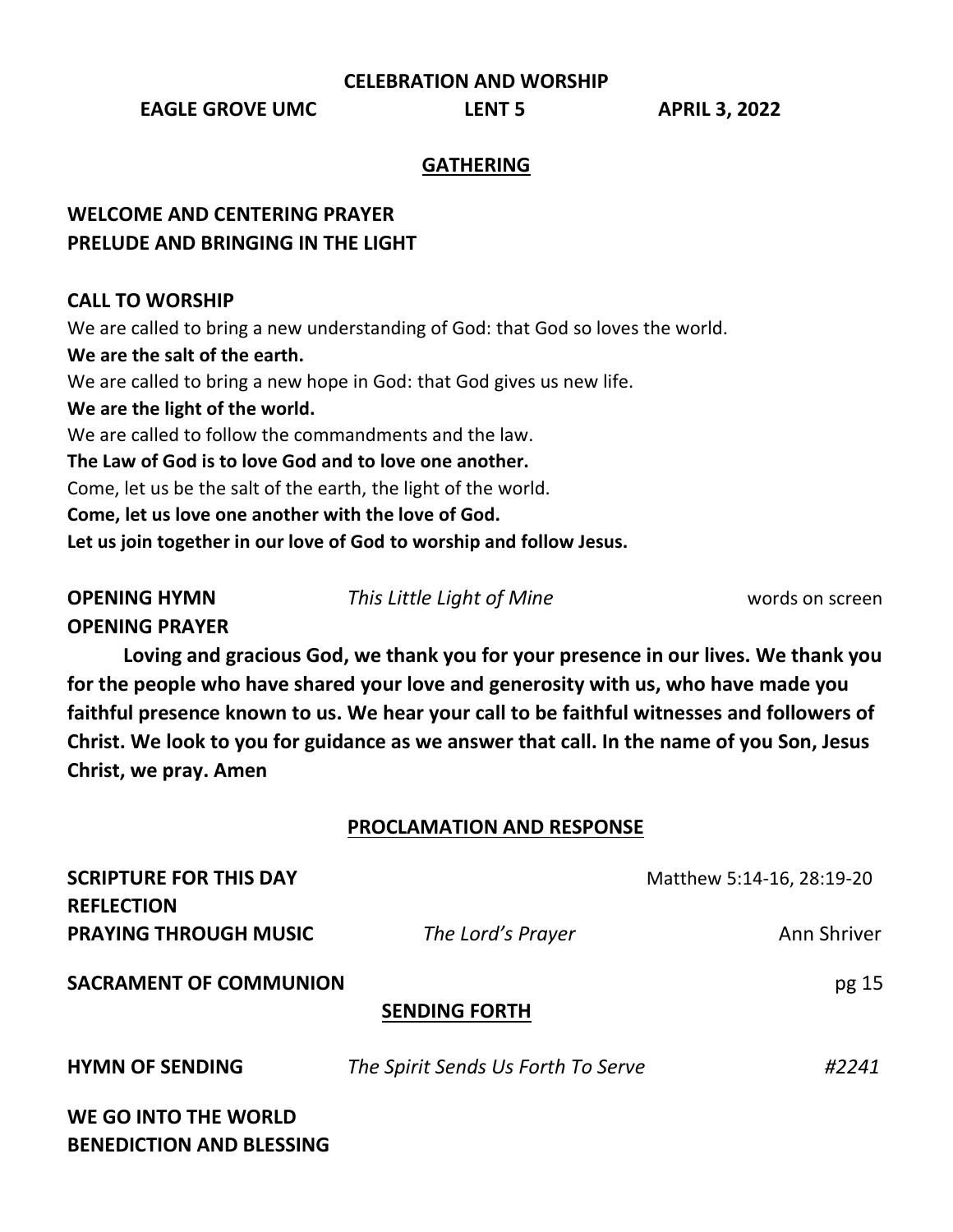**CELEBRATION AND WORSHIP**

**EAGLE GROVE UMC LENT 5 APRIL 3, 2022**

## GATHERING

**WELCOME AND CENTERING PRAYER**
**PRELUDE AND BRINGING IN THE LIGHT**

**CALL TO WORSHIP**

We are called to bring a new understanding of God: that God so loves the world.
**We are the salt of the earth.**
We are called to bring a new hope in God: that God gives us new life.
**We are the light of the world.**
We are called to follow the commandments and the law.
**The Law of God is to love God and to love one another.**
Come, let us be the salt of the earth, the light of the world.
**Come, let us love one another with the love of God.**
**Let us join together in our love of God to worship and follow Jesus.**

**OPENING HYMN** *This Little Light of Mine* words on screen

**OPENING PRAYER**

**Loving and gracious God, we thank you for your presence in our lives. We thank you for the people who have shared your love and generosity with us, who have made you faithful presence known to us. We hear your call to be faithful witnesses and followers of Christ. We look to you for guidance as we answer that call. In the name of you Son, Jesus Christ, we pray. Amen**

## PROCLAMATION AND RESPONSE

**SCRIPTURE FOR THIS DAY** Matthew 5:14-16, 28:19-20

**REFLECTION**

**PRAYING THROUGH MUSIC** *The Lord's Prayer* Ann Shriver

**SACRAMENT OF COMMUNION** pg 15

## SENDING FORTH

**HYMN OF SENDING** *The Spirit Sends Us Forth To Serve* *#2241*

**WE GO INTO THE WORLD**
**BENEDICTION AND BLESSING**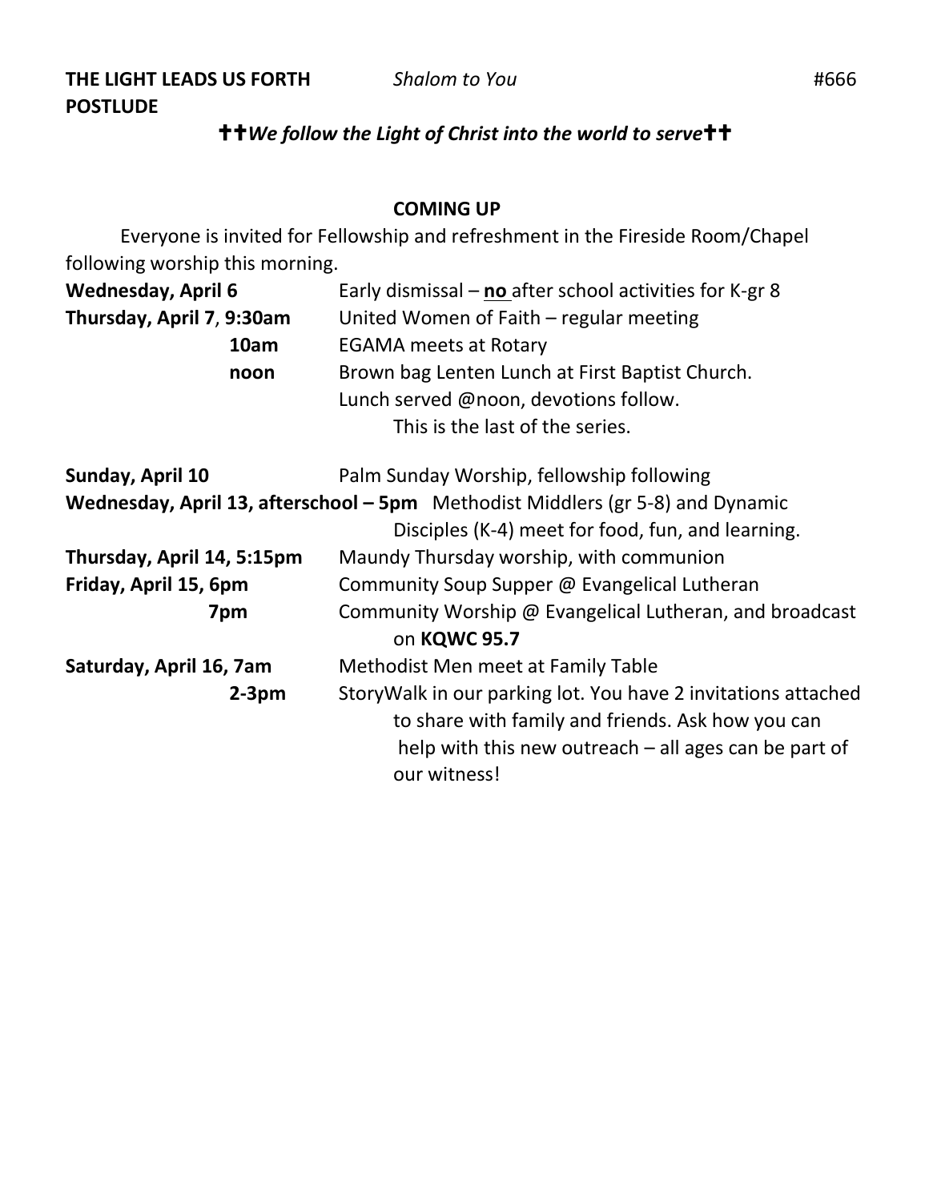**THE LIGHT LEADS US FORTH** *Shalom to You* #666

**POSTLUDE**

✝✝*We follow the Light of Christ into the world to serve*✝✝

**COMING UP**

Everyone is invited for Fellowship and refreshment in the Fireside Room/Chapel following worship this morning.

| | |
|---|---|
| **Wednesday, April 6** | Early dismissal – **no** after school activities for K-gr 8 |
| **Thursday, April 7**, **9:30am** | United Women of Faith – regular meeting |
| **10am** | EGAMA meets at Rotary |
| **noon** | Brown bag Lenten Lunch at First Baptist Church. Lunch served @noon, devotions follow. This is the last of the series. |
| **Sunday, April 10** | Palm Sunday Worship, fellowship following |
| **Wednesday, April 13, afterschool – 5pm** | Methodist Middlers (gr 5-8) and Dynamic Disciples (K-4) meet for food, fun, and learning. |
| **Thursday, April 14, 5:15pm** | Maundy Thursday worship, with communion |
| **Friday, April 15, 6pm** | Community Soup Supper @ Evangelical Lutheran |
| **7pm** | Community Worship @ Evangelical Lutheran, and broadcast on **KQWC 95.7** |
| **Saturday, April 16, 7am** | Methodist Men meet at Family Table |
| **2-3pm** | StoryWalk in our parking lot. You have 2 invitations attached to share with family and friends. Ask how you can help with this new outreach – all ages can be part of our witness! |